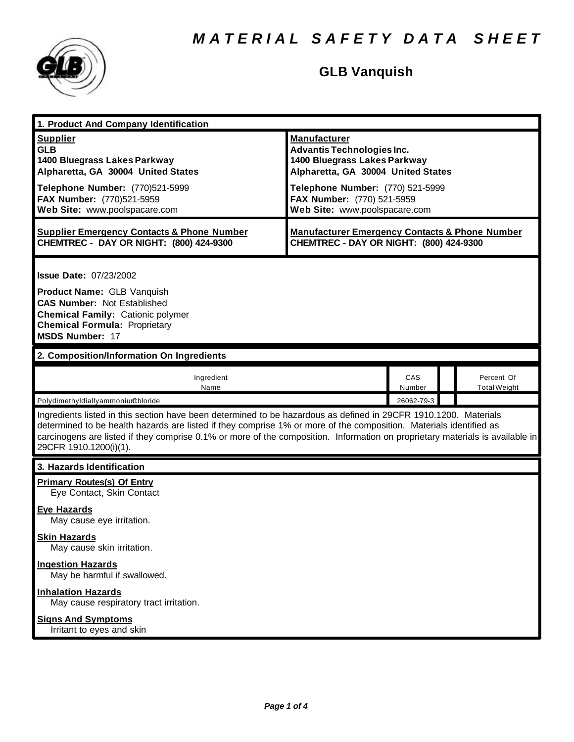# MATERIAL SAFETY DATA SHEET

## GLB Vanquish

### 1. Product And Company Identification

**Supplier**
**GLB**
**1400 Bluegrass Lakes Parkway**
**Alpharetta, GA 30004 United States**

**Telephone Number:** (770)521-5999
**FAX Number:** (770)521-5959
**Web Site:** www.poolspacare.com

**Manufacturer**
**Advantis Technologies Inc.**
**1400 Bluegrass Lakes Parkway**
**Alpharetta, GA 30004 United States**

**Telephone Number:** (770) 521-5999
**FAX Number:** (770) 521-5959
**Web Site:** www.poolspacare.com

**Supplier Emergency Contacts & Phone Number**
**CHEMTREC - DAY OR NIGHT: (800) 424-9300**

**Manufacturer Emergency Contacts & Phone Number**
**CHEMTREC - DAY OR NIGHT: (800) 424-9300**

**Issue Date:** 07/23/2002

**Product Name:** GLB Vanquish
**CAS Number:** Not Established
**Chemical Family:** Cationic polymer
**Chemical Formula:** Proprietary
**MSDS Number:** 17

### 2. Composition/Information On Ingredients

| Ingredient Name | CAS Number | | Percent Of Total Weight |
|---|---|---|---|
| PolydimethyldiallyammoniumChloride | 26062-79-3 | | |

Ingredients listed in this section have been determined to be hazardous as defined in 29CFR 1910.1200. Materials determined to be health hazards are listed if they comprise 1% or more of the composition. Materials identified as carcinogens are listed if they comprise 0.1% or more of the composition. Information on proprietary materials is available in 29CFR 1910.1200(i)(1).

### 3. Hazards Identification

**Primary Routes(s) Of Entry**
Eye Contact, Skin Contact

**Eye Hazards**
May cause eye irritation.

**Skin Hazards**
May cause skin irritation.

**Ingestion Hazards**
May be harmful if swallowed.

**Inhalation Hazards**
May cause respiratory tract irritation.

**Signs And Symptoms**
Irritant to eyes and skin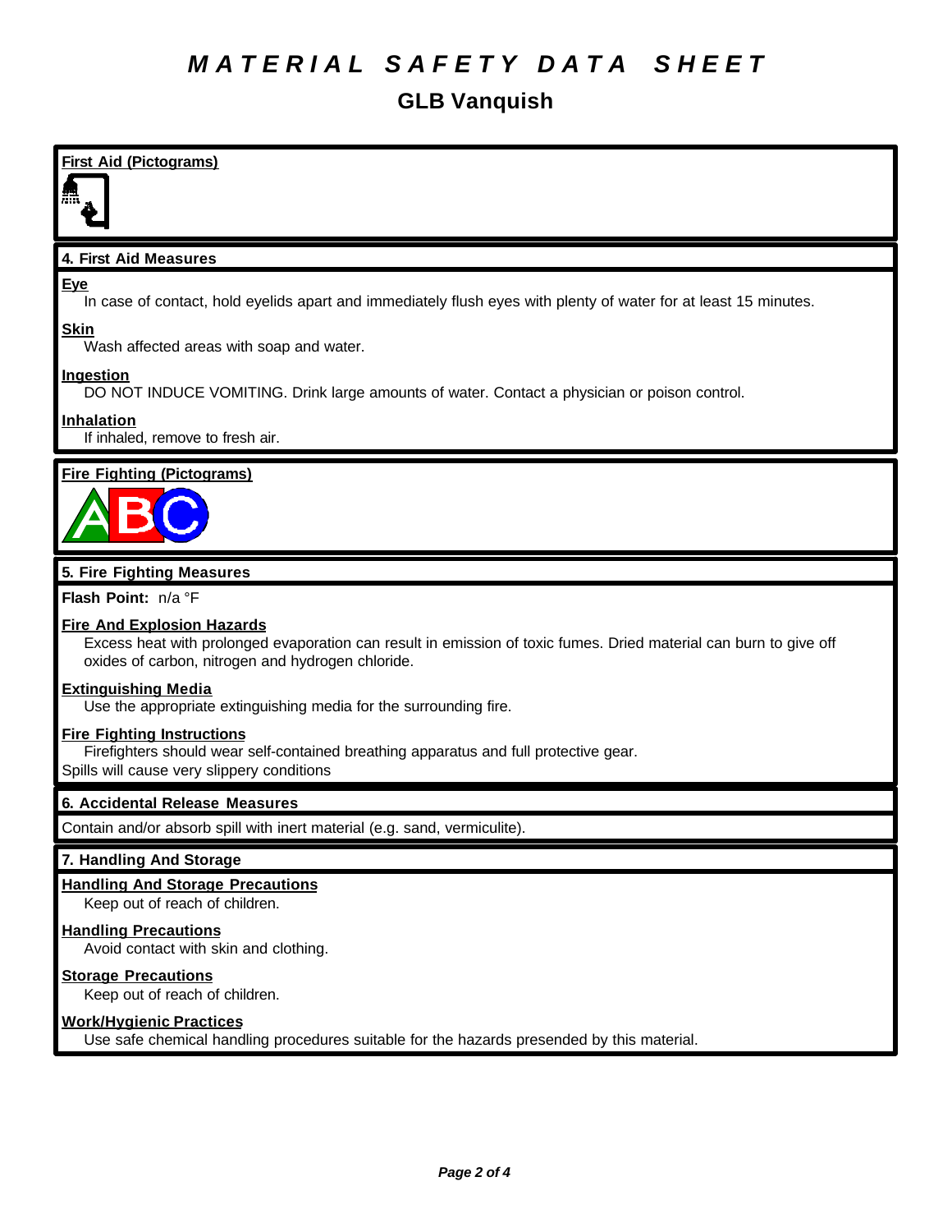# MATERIAL SAFETY DATA SHEET

## GLB Vanquish

**First Aid (Pictograms)**

### 4. First Aid Measures

**Eye**

In case of contact, hold eyelids apart and immediately flush eyes with plenty of water for at least 15 minutes.

**Skin**

Wash affected areas with soap and water.

**Ingestion**

DO NOT INDUCE VOMITING. Drink large amounts of water. Contact a physician or poison control.

**Inhalation**

If inhaled, remove to fresh air.

**Fire Fighting (Pictograms)**

### 5. Fire Fighting Measures

**Flash Point:** n/a °F

**Fire And Explosion Hazards**

Excess heat with prolonged evaporation can result in emission of toxic fumes. Dried material can burn to give off oxides of carbon, nitrogen and hydrogen chloride.

**Extinguishing Media**

Use the appropriate extinguishing media for the surrounding fire.

**Fire Fighting Instructions**

Firefighters should wear self-contained breathing apparatus and full protective gear.

Spills will cause very slippery conditions

### 6. Accidental Release Measures

Contain and/or absorb spill with inert material (e.g. sand, vermiculite).

### 7. Handling And Storage

**Handling And Storage Precautions**

Keep out of reach of children.

**Handling Precautions**

Avoid contact with skin and clothing.

**Storage Precautions**

Keep out of reach of children.

**Work/Hygienic Practices**

Use safe chemical handling procedures suitable for the hazards presended by this material.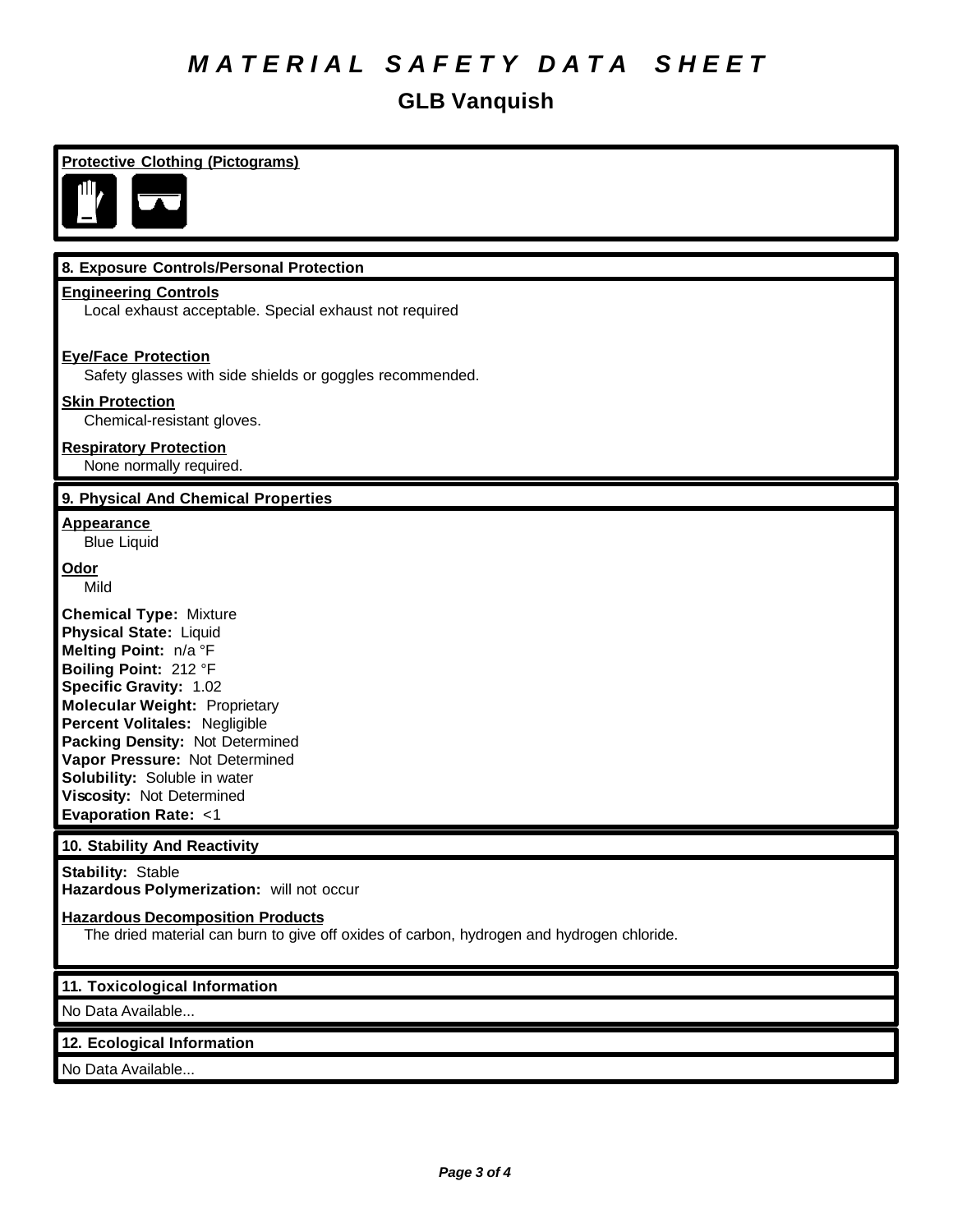# M A T E R I A L   S A F E T Y   D A T A   S H E E T

## GLB Vanquish

**Protective Clothing (Pictograms)**

### 8. Exposure Controls/Personal Protection

**Engineering Controls**
Local exhaust acceptable. Special exhaust not required

**Eye/Face Protection**
Safety glasses with side shields or goggles recommended.

**Skin Protection**
Chemical-resistant gloves.

**Respiratory Protection**
None normally required.

### 9. Physical And Chemical Properties

**Appearance**
Blue Liquid

**Odor**
Mild

**Chemical Type:** Mixture
**Physical State:** Liquid
**Melting Point:** n/a °F
**Boiling Point:** 212 °F
**Specific Gravity:** 1.02
**Molecular Weight:** Proprietary
**Percent Volitales:** Negligible
**Packing Density:** Not Determined
**Vapor Pressure:** Not Determined
**Solubility:** Soluble in water
**Viscosity:** Not Determined
**Evaporation Rate:** <1

### 10. Stability And Reactivity

**Stability:** Stable
**Hazardous Polymerization:** will not occur

**Hazardous Decomposition Products**
The dried material can burn to give off oxides of carbon, hydrogen and hydrogen chloride.

### 11. Toxicological Information

No Data Available...

### 12. Ecological Information

No Data Available...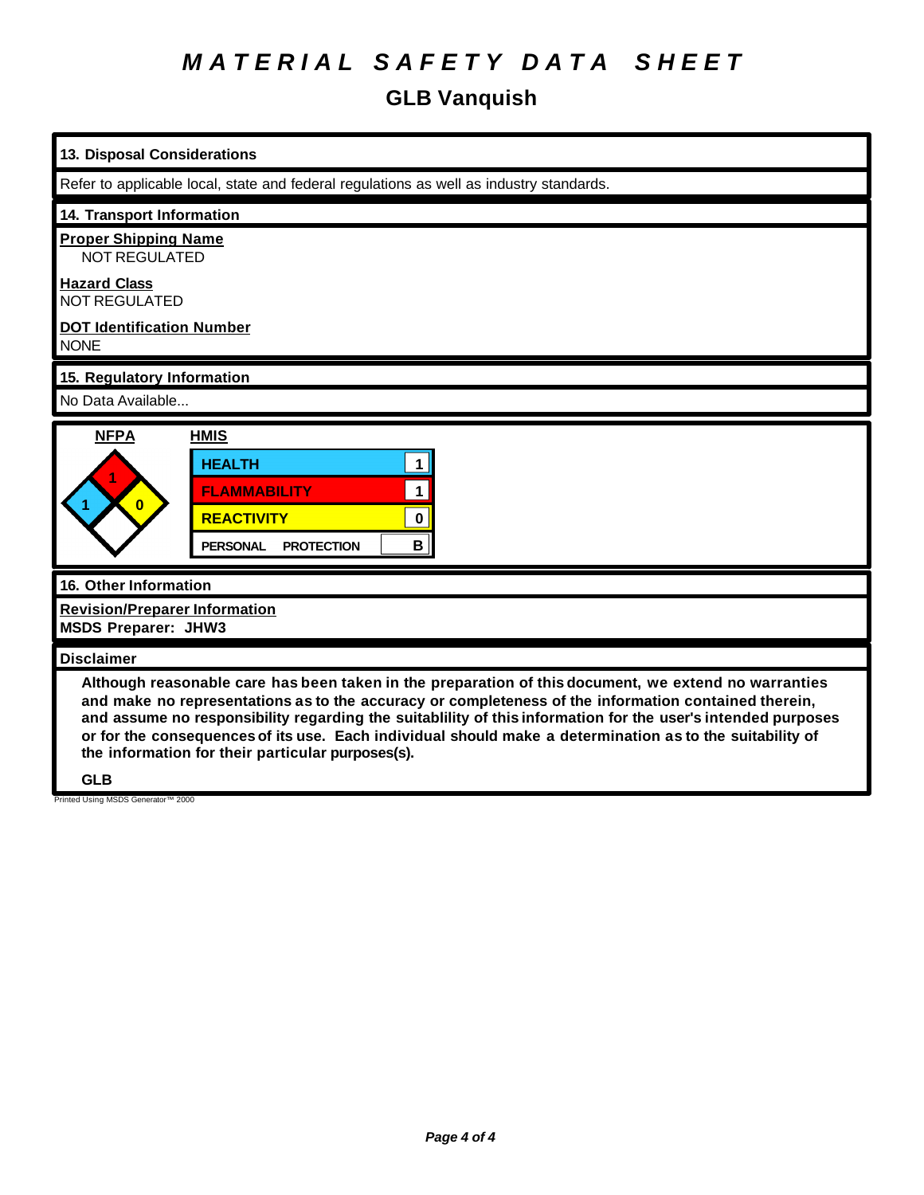# MATERIAL SAFETY DATA SHEET

## GLB Vanquish

### 13. Disposal Considerations

Refer to applicable local, state and federal regulations as well as industry standards.

### 14. Transport Information

**Proper Shipping Name**
NOT REGULATED

**Hazard Class**
NOT REGULATED

**DOT Identification Number**
NONE

### 15. Regulatory Information

No Data Available...

**NFPA**

1
1 0

**HMIS**

| | |
|---|---|
| HEALTH | 1 |
| FLAMMABILITY | 1 |
| REACTIVITY | 0 |
| PERSONAL PROTECTION | B |

### 16. Other Information

**Revision/Preparer Information**
**MSDS Preparer: JHW3**

### Disclaimer

**Although reasonable care has been taken in the preparation of this document, we extend no warranties and make no representations as to the accuracy or completeness of the information contained therein, and assume no responsibility regarding the suitablility of this information for the user's intended purposes or for the consequences of its use. Each individual should make a determination as to the suitability of the information for their particular purposes(s).**

**GLB**

Printed Using MSDS Generator™ 2000